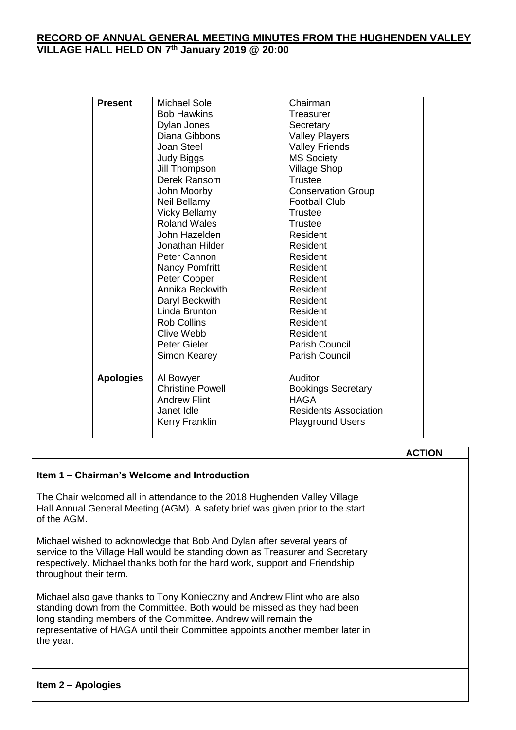**RECORD OF ANNUAL GENERAL MEETING MINUTES FROM THE HUGHENDEN VALLEY VILLAGE HALL HELD ON 7th January 2019 @ 20:00**

| | | |
|---|---|---|
| **Present** | Michael Sole | Chairman |
| | Bob Hawkins | Treasurer |
| | Dylan Jones | Secretary |
| | Diana Gibbons | Valley Players |
| | Joan Steel | Valley Friends |
| | Judy Biggs | MS Society |
| | Jill Thompson | Village Shop |
| | Derek Ransom | Trustee |
| | John Moorby | Conservation Group |
| | Neil Bellamy | Football Club |
| | Vicky Bellamy | Trustee |
| | Roland Wales | Trustee |
| | John Hazelden | Resident |
| | Jonathan Hilder | Resident |
| | Peter Cannon | Resident |
| | Nancy Pomfritt | Resident |
| | Peter Cooper | Resident |
| | Annika Beckwith | Resident |
| | Daryl Beckwith | Resident |
| | Linda Brunton | Resident |
| | Rob Collins | Resident |
| | Clive Webb | Resident |
| | Peter Gieler | Parish Council |
| | Simon Kearey | Parish Council |
| **Apologies** | Al Bowyer | Auditor |
| | Christine Powell | Bookings Secretary |
| | Andrew Flint | HAGA |
| | Janet Idle | Residents Association |
| | Kerry Franklin | Playground Users |

| | **ACTION** |
|---|---|
| **Item 1 – Chairman's Welcome and Introduction**<br><br>The Chair welcomed all in attendance to the 2018 Hughenden Valley Village Hall Annual General Meeting (AGM). A safety brief was given prior to the start of the AGM.<br><br>Michael wished to acknowledge that Bob And Dylan after several years of service to the Village Hall would be standing down as Treasurer and Secretary respectively. Michael thanks both for the hard work, support and Friendship throughout their term.<br><br>Michael also gave thanks to Tony Konieczny and Andrew Flint who are also standing down from the Committee. Both would be missed as they had been long standing members of the Committee. Andrew will remain the representative of HAGA until their Committee appoints another member later in the year. | |
| **Item 2 – Apologies** | |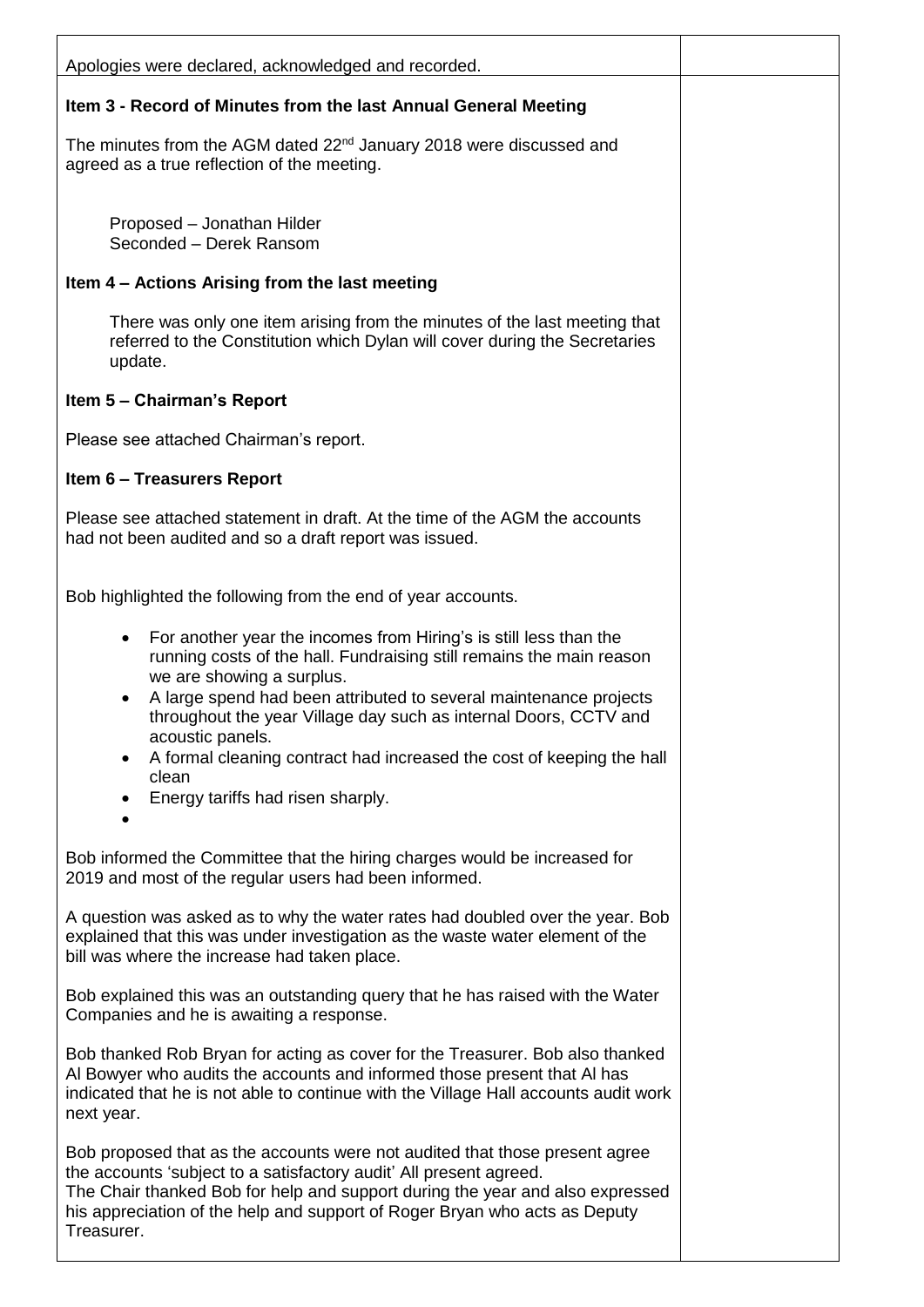Apologies were declared, acknowledged and recorded.

**Item 3 - Record of Minutes from the last Annual General Meeting**

The minutes from the AGM dated 22nd January 2018 were discussed and agreed as a true reflection of the meeting.

Proposed – Jonathan Hilder
Seconded – Derek Ransom

**Item 4 – Actions Arising from the last meeting**

There was only one item arising from the minutes of the last meeting that referred to the Constitution which Dylan will cover during the Secretaries update.

**Item 5 – Chairman's Report**

Please see attached Chairman's report.

**Item 6 – Treasurers Report**

Please see attached statement in draft. At the time of the AGM the accounts had not been audited and so a draft report was issued.

Bob highlighted the following from the end of year accounts.

- For another year the incomes from Hiring's is still less than the running costs of the hall. Fundraising still remains the main reason we are showing a surplus.
- A large spend had been attributed to several maintenance projects throughout the year Village day such as internal Doors, CCTV and acoustic panels.
- A formal cleaning contract had increased the cost of keeping the hall clean
- Energy tariffs had risen sharply.

Bob informed the Committee that the hiring charges would be increased for 2019 and most of the regular users had been informed.

A question was asked as to why the water rates had doubled over the year. Bob explained that this was under investigation as the waste water element of the bill was where the increase had taken place.

Bob explained this was an outstanding query that he has raised with the Water Companies and he is awaiting a response.

Bob thanked Rob Bryan for acting as cover for the Treasurer. Bob also thanked Al Bowyer who audits the accounts and informed those present that Al has indicated that he is not able to continue with the Village Hall accounts audit work next year.

Bob proposed that as the accounts were not audited that those present agree the accounts 'subject to a satisfactory audit' All present agreed.
The Chair thanked Bob for help and support during the year and also expressed his appreciation of the help and support of Roger Bryan who acts as Deputy Treasurer.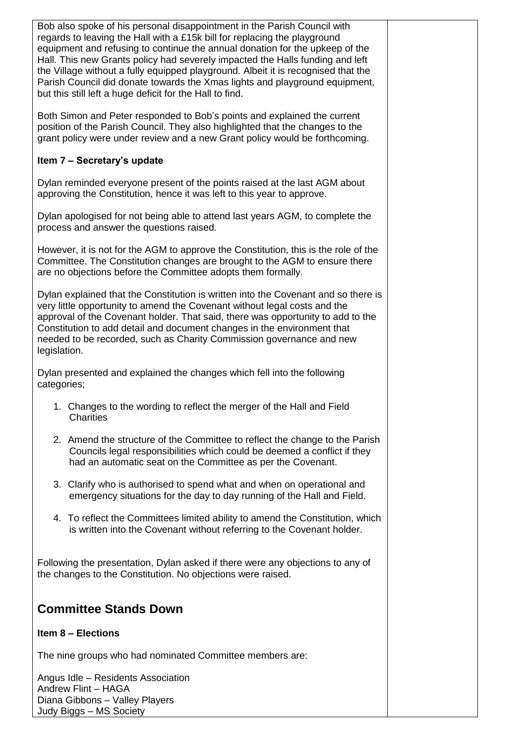Bob also spoke of his personal disappointment in the Parish Council with regards to leaving the Hall with a £15k bill for replacing the playground equipment and refusing to continue the annual donation for the upkeep of the Hall. This new Grants policy had severely impacted the Halls funding and left the Village without a fully equipped playground. Albeit it is recognised that the Parish Council did donate towards the Xmas lights and playground equipment, but this still left a huge deficit for the Hall to find.

Both Simon and Peter responded to Bob's points and explained the current position of the Parish Council. They also highlighted that the changes to the grant policy were under review and a new Grant policy would be forthcoming.

**Item 7 – Secretary's update**

Dylan reminded everyone present of the points raised at the last AGM about approving the Constitution, hence it was left to this year to approve.

Dylan apologised for not being able to attend last years AGM, to complete the process and answer the questions raised.

However, it is not for the AGM to approve the Constitution, this is the role of the Committee. The Constitution changes are brought to the AGM to ensure there are no objections before the Committee adopts them formally.

Dylan explained that the Constitution is written into the Covenant and so there is very little opportunity to amend the Covenant without legal costs and the approval of the Covenant holder. That said, there was opportunity to add to the Constitution to add detail and document changes in the environment that needed to be recorded, such as Charity Commission governance and new legislation.

Dylan presented and explained the changes which fell into the following categories;

1. Changes to the wording to reflect the merger of the Hall and Field Charities
2. Amend the structure of the Committee to reflect the change to the Parish Councils legal responsibilities which could be deemed a conflict if they had an automatic seat on the Committee as per the Covenant.
3. Clarify who is authorised to spend what and when on operational and emergency situations for the day to day running of the Hall and Field.
4. To reflect the Committees limited ability to amend the Constitution, which is written into the Covenant without referring to the Covenant holder.

Following the presentation, Dylan asked if there were any objections to any of the changes to the Constitution. No objections were raised.

## Committee Stands Down

**Item 8 – Elections**

The nine groups who had nominated Committee members are:

Angus Idle – Residents Association
Andrew Flint – HAGA
Diana Gibbons – Valley Players
Judy Biggs – MS Society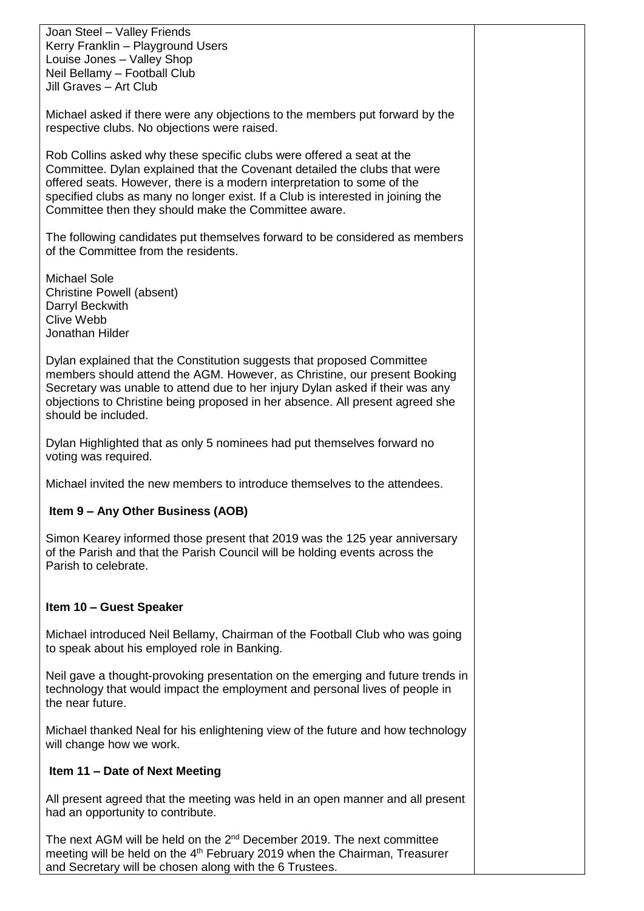Joan Steel – Valley Friends
Kerry Franklin – Playground Users
Louise Jones – Valley Shop
Neil Bellamy – Football Club
Jill Graves – Art Club

Michael asked if there were any objections to the members put forward by the respective clubs. No objections were raised.

Rob Collins asked why these specific clubs were offered a seat at the Committee. Dylan explained that the Covenant detailed the clubs that were offered seats. However, there is a modern interpretation to some of the specified clubs as many no longer exist. If a Club is interested in joining the Committee then they should make the Committee aware.

The following candidates put themselves forward to be considered as members of the Committee from the residents.

Michael Sole
Christine Powell (absent)
Darryl Beckwith
Clive Webb
Jonathan Hilder

Dylan explained that the Constitution suggests that proposed Committee members should attend the AGM. However, as Christine, our present Booking Secretary was unable to attend due to her injury Dylan asked if their was any objections to Christine being proposed in her absence. All present agreed she should be included.

Dylan Highlighted that as only 5 nominees had put themselves forward no voting was required.

Michael invited the new members to introduce themselves to the attendees.

**Item 9 – Any Other Business (AOB)**

Simon Kearey informed those present that 2019 was the 125 year anniversary of the Parish and that the Parish Council will be holding events across the Parish to celebrate.

**Item 10 – Guest Speaker**

Michael introduced Neil Bellamy, Chairman of the Football Club who was going to speak about his employed role in Banking.

Neil gave a thought-provoking presentation on the emerging and future trends in technology that would impact the employment and personal lives of people in the near future.

Michael thanked Neal for his enlightening view of the future and how technology will change how we work.

**Item 11 – Date of Next Meeting**

All present agreed that the meeting was held in an open manner and all present had an opportunity to contribute.

The next AGM will be held on the 2nd December 2019. The next committee meeting will be held on the 4th February 2019 when the Chairman, Treasurer and Secretary will be chosen along with the 6 Trustees.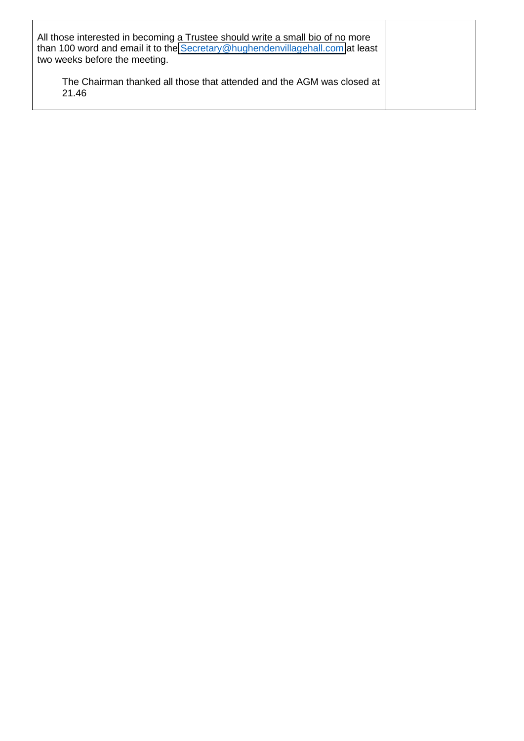| | |
|---|---|
| All those interested in becoming a Trustee should write a small bio of no more than 100 word and email it to the Secretary@hughendenvillagehall.com at least two weeks before the meeting.<br><br>The Chairman thanked all those that attended and the AGM was closed at 21.46 | |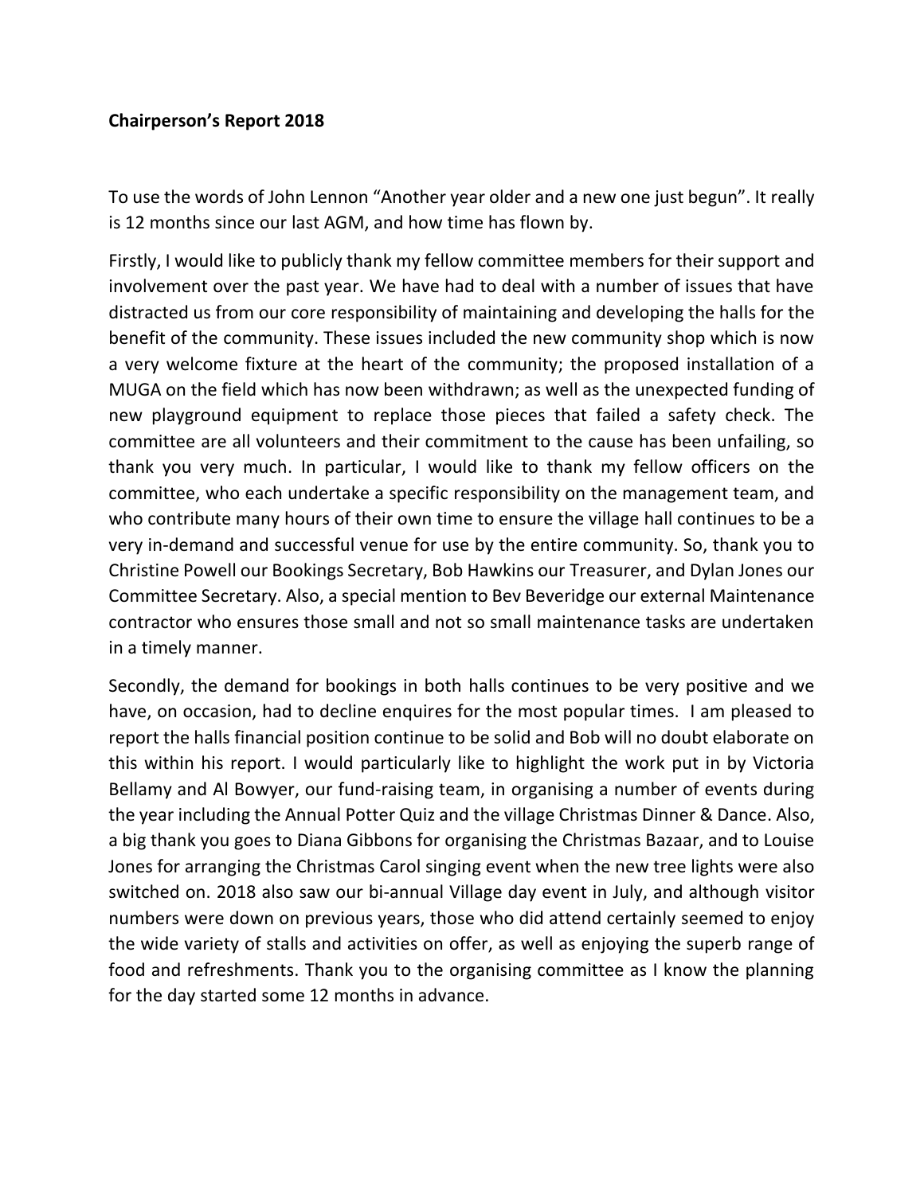**Chairperson's Report 2018**

To use the words of John Lennon "Another year older and a new one just begun". It really is 12 months since our last AGM, and how time has flown by.

Firstly, I would like to publicly thank my fellow committee members for their support and involvement over the past year. We have had to deal with a number of issues that have distracted us from our core responsibility of maintaining and developing the halls for the benefit of the community. These issues included the new community shop which is now a very welcome fixture at the heart of the community; the proposed installation of a MUGA on the field which has now been withdrawn; as well as the unexpected funding of new playground equipment to replace those pieces that failed a safety check. The committee are all volunteers and their commitment to the cause has been unfailing, so thank you very much. In particular, I would like to thank my fellow officers on the committee, who each undertake a specific responsibility on the management team, and who contribute many hours of their own time to ensure the village hall continues to be a very in-demand and successful venue for use by the entire community. So, thank you to Christine Powell our Bookings Secretary, Bob Hawkins our Treasurer, and Dylan Jones our Committee Secretary. Also, a special mention to Bev Beveridge our external Maintenance contractor who ensures those small and not so small maintenance tasks are undertaken in a timely manner.

Secondly, the demand for bookings in both halls continues to be very positive and we have, on occasion, had to decline enquires for the most popular times. I am pleased to report the halls financial position continue to be solid and Bob will no doubt elaborate on this within his report. I would particularly like to highlight the work put in by Victoria Bellamy and Al Bowyer, our fund-raising team, in organising a number of events during the year including the Annual Potter Quiz and the village Christmas Dinner & Dance. Also, a big thank you goes to Diana Gibbons for organising the Christmas Bazaar, and to Louise Jones for arranging the Christmas Carol singing event when the new tree lights were also switched on. 2018 also saw our bi-annual Village day event in July, and although visitor numbers were down on previous years, those who did attend certainly seemed to enjoy the wide variety of stalls and activities on offer, as well as enjoying the superb range of food and refreshments. Thank you to the organising committee as I know the planning for the day started some 12 months in advance.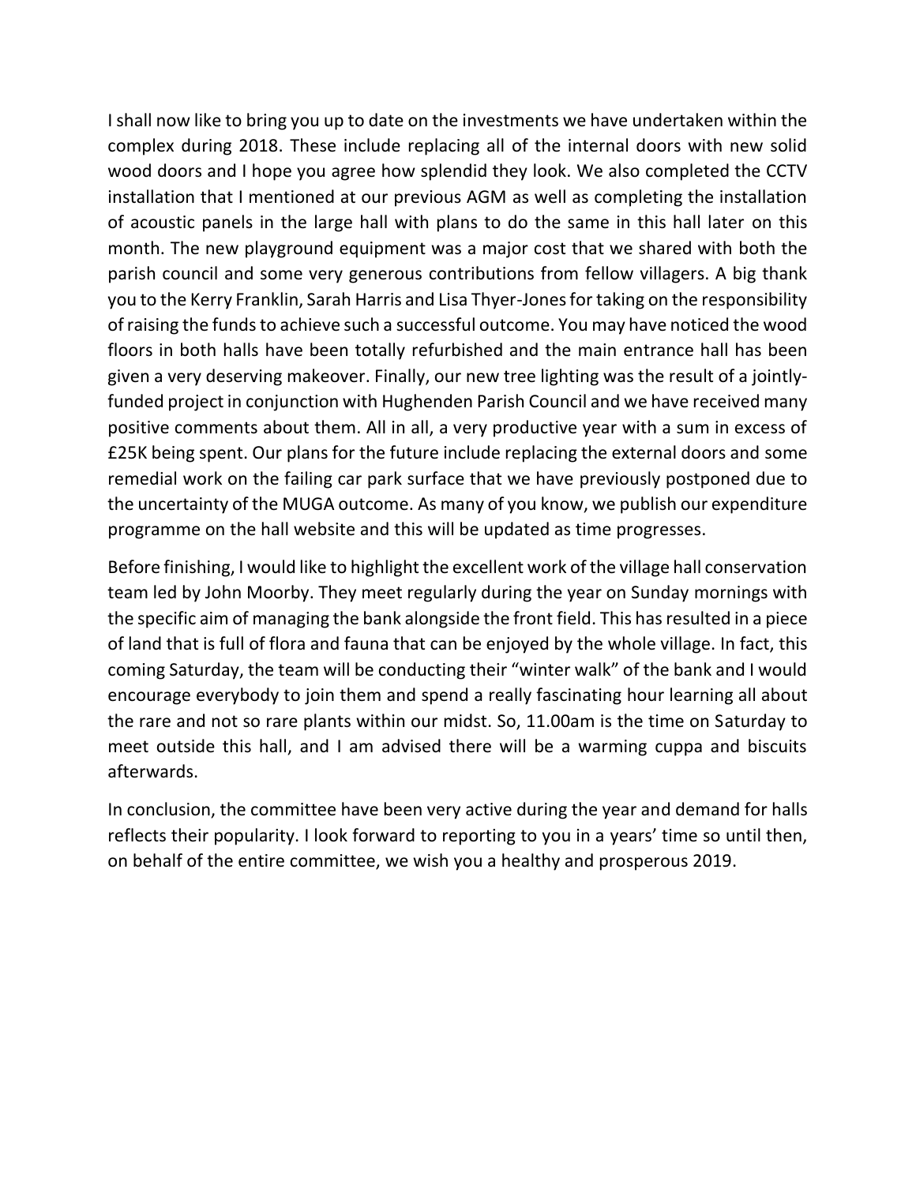I shall now like to bring you up to date on the investments we have undertaken within the complex during 2018. These include replacing all of the internal doors with new solid wood doors and I hope you agree how splendid they look. We also completed the CCTV installation that I mentioned at our previous AGM as well as completing the installation of acoustic panels in the large hall with plans to do the same in this hall later on this month. The new playground equipment was a major cost that we shared with both the parish council and some very generous contributions from fellow villagers. A big thank you to the Kerry Franklin, Sarah Harris and Lisa Thyer-Jones for taking on the responsibility of raising the funds to achieve such a successful outcome. You may have noticed the wood floors in both halls have been totally refurbished and the main entrance hall has been given a very deserving makeover. Finally, our new tree lighting was the result of a jointly-funded project in conjunction with Hughenden Parish Council and we have received many positive comments about them. All in all, a very productive year with a sum in excess of £25K being spent. Our plans for the future include replacing the external doors and some remedial work on the failing car park surface that we have previously postponed due to the uncertainty of the MUGA outcome. As many of you know, we publish our expenditure programme on the hall website and this will be updated as time progresses.

Before finishing, I would like to highlight the excellent work of the village hall conservation team led by John Moorby. They meet regularly during the year on Sunday mornings with the specific aim of managing the bank alongside the front field. This has resulted in a piece of land that is full of flora and fauna that can be enjoyed by the whole village. In fact, this coming Saturday, the team will be conducting their "winter walk" of the bank and I would encourage everybody to join them and spend a really fascinating hour learning all about the rare and not so rare plants within our midst. So, 11.00am is the time on Saturday to meet outside this hall, and I am advised there will be a warming cuppa and biscuits afterwards.

In conclusion, the committee have been very active during the year and demand for halls reflects their popularity. I look forward to reporting to you in a years' time so until then, on behalf of the entire committee, we wish you a healthy and prosperous 2019.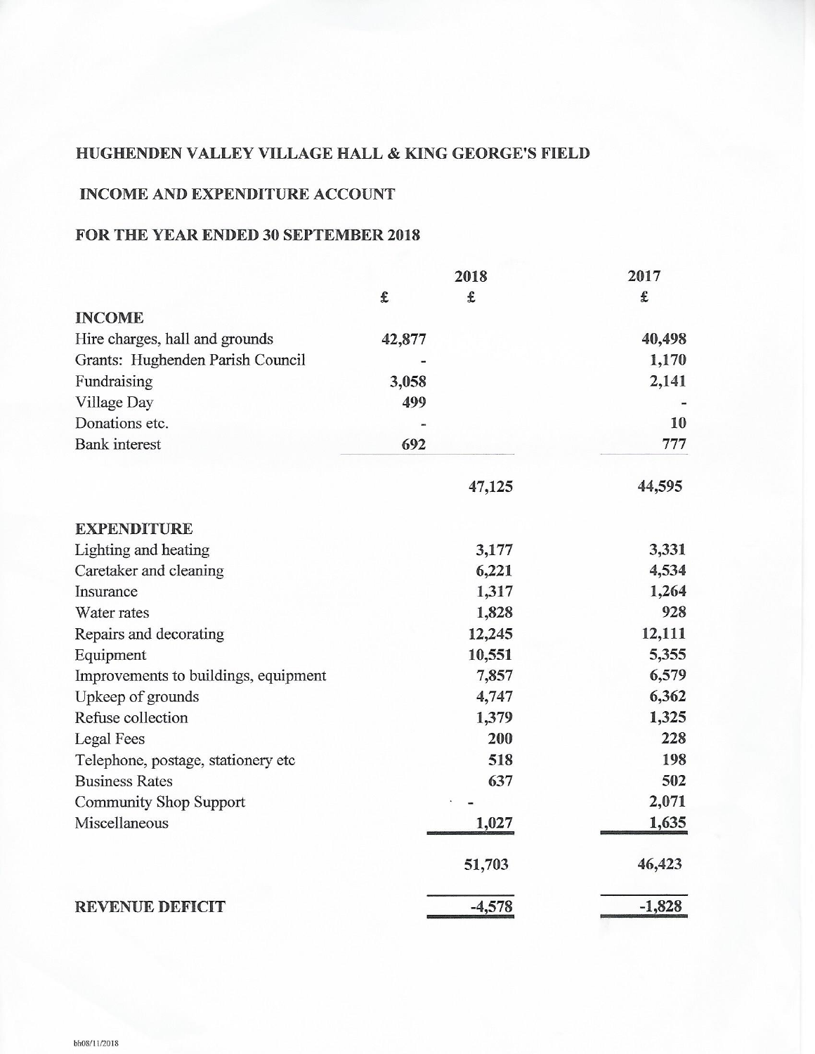# HUGHENDEN VALLEY VILLAGE HALL & KING GEORGE'S FIELD

## INCOME AND EXPENDITURE ACCOUNT

## FOR THE YEAR ENDED 30 SEPTEMBER 2018

| | 2018 | | 2017 |
|---|---|---|---|
| | £ | £ | £ |
| **INCOME** | | | |
| Hire charges, hall and grounds | 42,877 | | 40,498 |
| Grants: Hughenden Parish Council | - | | 1,170 |
| Fundraising | 3,058 | | 2,141 |
| Village Day | 499 | | - |
| Donations etc. | - | | 10 |
| Bank interest | 692 | | 777 |
| | | 47,125 | 44,595 |
| **EXPENDITURE** | | | |
| Lighting and heating | | 3,177 | 3,331 |
| Caretaker and cleaning | | 6,221 | 4,534 |
| Insurance | | 1,317 | 1,264 |
| Water rates | | 1,828 | 928 |
| Repairs and decorating | | 12,245 | 12,111 |
| Equipment | | 10,551 | 5,355 |
| Improvements to buildings, equipment | | 7,857 | 6,579 |
| Upkeep of grounds | | 4,747 | 6,362 |
| Refuse collection | | 1,379 | 1,325 |
| Legal Fees | | 200 | 228 |
| Telephone, postage, stationery etc | | 518 | 198 |
| Business Rates | | 637 | 502 |
| Community Shop Support | | - | 2,071 |
| Miscellaneous | | 1,027 | 1,635 |
| | | 51,703 | 46,423 |
| **REVENUE DEFICIT** | | -4,578 | -1,828 |

bb08/11/2018